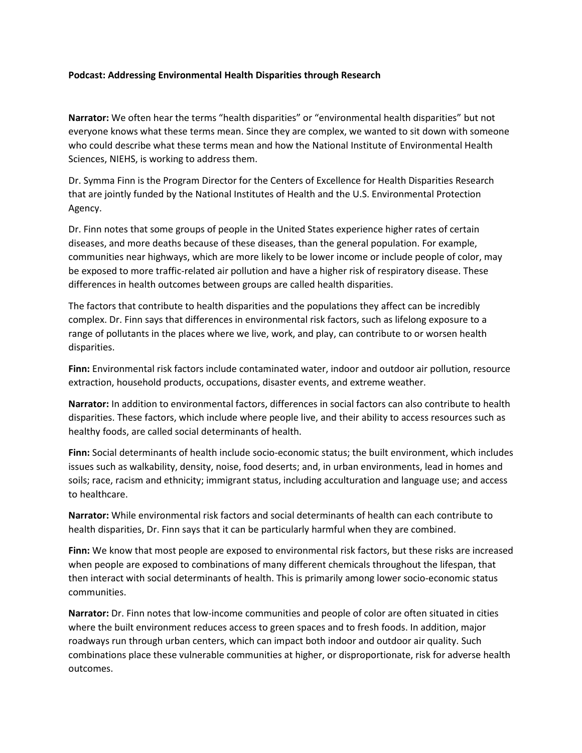**Podcast: Addressing Environmental Health Disparities through Research**

**Narrator:** We often hear the terms "health disparities" or "environmental health disparities" but not everyone knows what these terms mean. Since they are complex, we wanted to sit down with someone who could describe what these terms mean and how the National Institute of Environmental Health Sciences, NIEHS, is working to address them.

Dr. Symma Finn is the Program Director for the Centers of Excellence for Health Disparities Research that are jointly funded by the National Institutes of Health and the U.S. Environmental Protection Agency.

Dr. Finn notes that some groups of people in the United States experience higher rates of certain diseases, and more deaths because of these diseases, than the general population. For example, communities near highways, which are more likely to be lower income or include people of color, may be exposed to more traffic-related air pollution and have a higher risk of respiratory disease. These differences in health outcomes between groups are called health disparities.

The factors that contribute to health disparities and the populations they affect can be incredibly complex. Dr. Finn says that differences in environmental risk factors, such as lifelong exposure to a range of pollutants in the places where we live, work, and play, can contribute to or worsen health disparities.

**Finn:** Environmental risk factors include contaminated water, indoor and outdoor air pollution, resource extraction, household products, occupations, disaster events, and extreme weather.

**Narrator:** In addition to environmental factors, differences in social factors can also contribute to health disparities. These factors, which include where people live, and their ability to access resources such as healthy foods, are called social determinants of health.

**Finn:** Social determinants of health include socio-economic status; the built environment, which includes issues such as walkability, density, noise, food deserts; and, in urban environments, lead in homes and soils; race, racism and ethnicity; immigrant status, including acculturation and language use; and access to healthcare.

**Narrator:** While environmental risk factors and social determinants of health can each contribute to health disparities, Dr. Finn says that it can be particularly harmful when they are combined.

**Finn:** We know that most people are exposed to environmental risk factors, but these risks are increased when people are exposed to combinations of many different chemicals throughout the lifespan, that then interact with social determinants of health. This is primarily among lower socio-economic status communities.

**Narrator:** Dr. Finn notes that low-income communities and people of color are often situated in cities where the built environment reduces access to green spaces and to fresh foods. In addition, major roadways run through urban centers, which can impact both indoor and outdoor air quality. Such combinations place these vulnerable communities at higher, or disproportionate, risk for adverse health outcomes.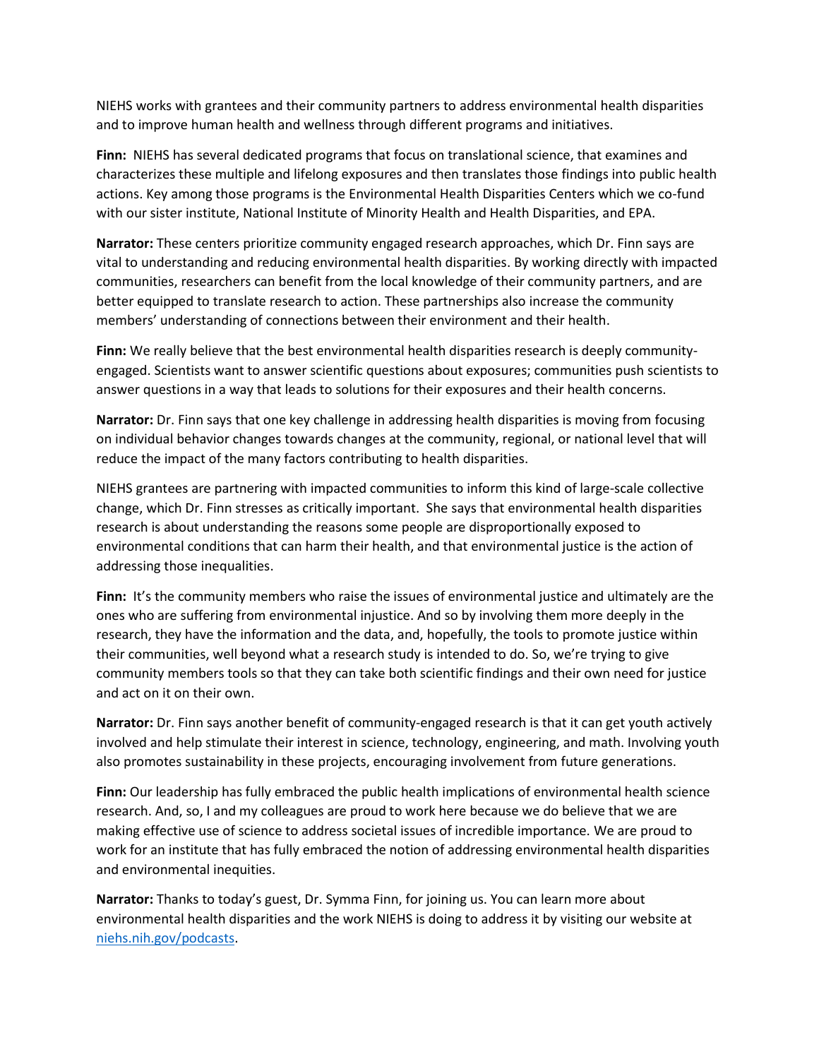NIEHS works with grantees and their community partners to address environmental health disparities and to improve human health and wellness through different programs and initiatives.

**Finn:** NIEHS has several dedicated programs that focus on translational science, that examines and characterizes these multiple and lifelong exposures and then translates those findings into public health actions. Key among those programs is the Environmental Health Disparities Centers which we co-fund with our sister institute, National Institute of Minority Health and Health Disparities, and EPA.

**Narrator:** These centers prioritize community engaged research approaches, which Dr. Finn says are vital to understanding and reducing environmental health disparities. By working directly with impacted communities, researchers can benefit from the local knowledge of their community partners, and are better equipped to translate research to action. These partnerships also increase the community members' understanding of connections between their environment and their health.

**Finn:** We really believe that the best environmental health disparities research is deeply community-engaged. Scientists want to answer scientific questions about exposures; communities push scientists to answer questions in a way that leads to solutions for their exposures and their health concerns.

**Narrator:** Dr. Finn says that one key challenge in addressing health disparities is moving from focusing on individual behavior changes towards changes at the community, regional, or national level that will reduce the impact of the many factors contributing to health disparities.

NIEHS grantees are partnering with impacted communities to inform this kind of large-scale collective change, which Dr. Finn stresses as critically important. She says that environmental health disparities research is about understanding the reasons some people are disproportionally exposed to environmental conditions that can harm their health, and that environmental justice is the action of addressing those inequalities.

**Finn:** It's the community members who raise the issues of environmental justice and ultimately are the ones who are suffering from environmental injustice. And so by involving them more deeply in the research, they have the information and the data, and, hopefully, the tools to promote justice within their communities, well beyond what a research study is intended to do. So, we're trying to give community members tools so that they can take both scientific findings and their own need for justice and act on it on their own.

**Narrator:** Dr. Finn says another benefit of community-engaged research is that it can get youth actively involved and help stimulate their interest in science, technology, engineering, and math. Involving youth also promotes sustainability in these projects, encouraging involvement from future generations.

**Finn:** Our leadership has fully embraced the public health implications of environmental health science research. And, so, I and my colleagues are proud to work here because we do believe that we are making effective use of science to address societal issues of incredible importance. We are proud to work for an institute that has fully embraced the notion of addressing environmental health disparities and environmental inequities.

**Narrator:** Thanks to today's guest, Dr. Symma Finn, for joining us. You can learn more about environmental health disparities and the work NIEHS is doing to address it by visiting our website at [niehs.nih.gov/podcasts](niehs.nih.gov/podcasts).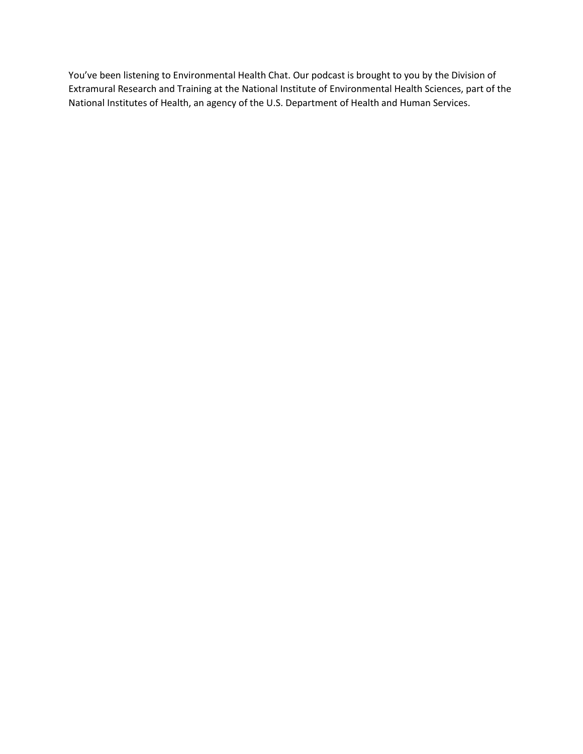You've been listening to Environmental Health Chat. Our podcast is brought to you by the Division of Extramural Research and Training at the National Institute of Environmental Health Sciences, part of the National Institutes of Health, an agency of the U.S. Department of Health and Human Services.